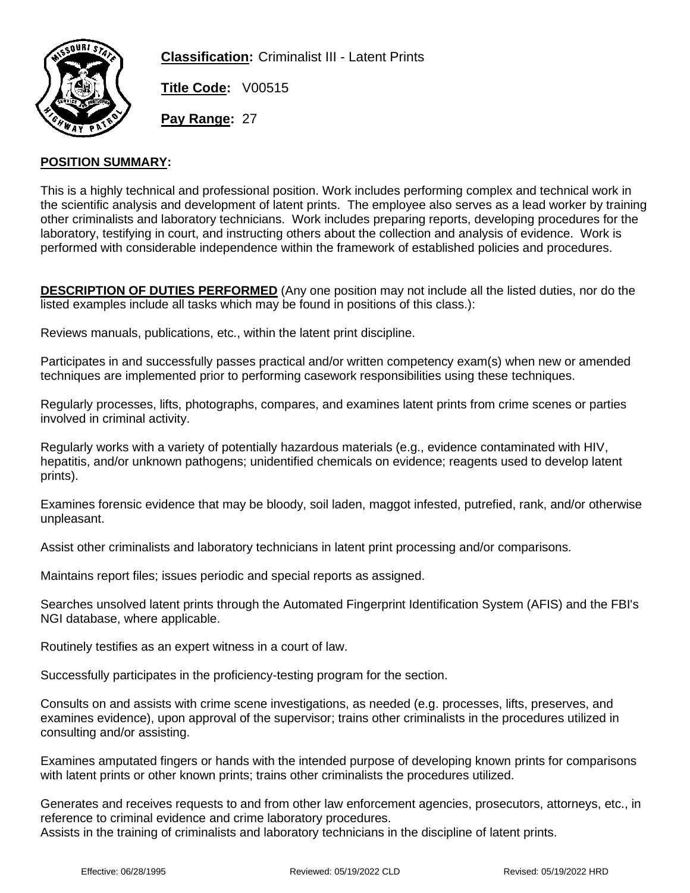**Classification:** Criminalist III - Latent Prints

**Title Code:** V00515

**Pay Range:** 27

**POSITION SUMMARY:**

This is a highly technical and professional position. Work includes performing complex and technical work in the scientific analysis and development of latent prints. The employee also serves as a lead worker by training other criminalists and laboratory technicians. Work includes preparing reports, developing procedures for the laboratory, testifying in court, and instructing others about the collection and analysis of evidence. Work is performed with considerable independence within the framework of established policies and procedures.

**DESCRIPTION OF DUTIES PERFORMED** (Any one position may not include all the listed duties, nor do the listed examples include all tasks which may be found in positions of this class.):

Reviews manuals, publications, etc., within the latent print discipline.

Participates in and successfully passes practical and/or written competency exam(s) when new or amended techniques are implemented prior to performing casework responsibilities using these techniques.

Regularly processes, lifts, photographs, compares, and examines latent prints from crime scenes or parties involved in criminal activity.

Regularly works with a variety of potentially hazardous materials (e.g., evidence contaminated with HIV, hepatitis, and/or unknown pathogens; unidentified chemicals on evidence; reagents used to develop latent prints).

Examines forensic evidence that may be bloody, soil laden, maggot infested, putrefied, rank, and/or otherwise unpleasant.

Assist other criminalists and laboratory technicians in latent print processing and/or comparisons.

Maintains report files; issues periodic and special reports as assigned.

Searches unsolved latent prints through the Automated Fingerprint Identification System (AFIS) and the FBI's NGI database, where applicable.

Routinely testifies as an expert witness in a court of law.

Successfully participates in the proficiency-testing program for the section.

Consults on and assists with crime scene investigations, as needed (e.g. processes, lifts, preserves, and examines evidence), upon approval of the supervisor; trains other criminalists in the procedures utilized in consulting and/or assisting.

Examines amputated fingers or hands with the intended purpose of developing known prints for comparisons with latent prints or other known prints; trains other criminalists the procedures utilized.

Generates and receives requests to and from other law enforcement agencies, prosecutors, attorneys, etc., in reference to criminal evidence and crime laboratory procedures.
Assists in the training of criminalists and laboratory technicians in the discipline of latent prints.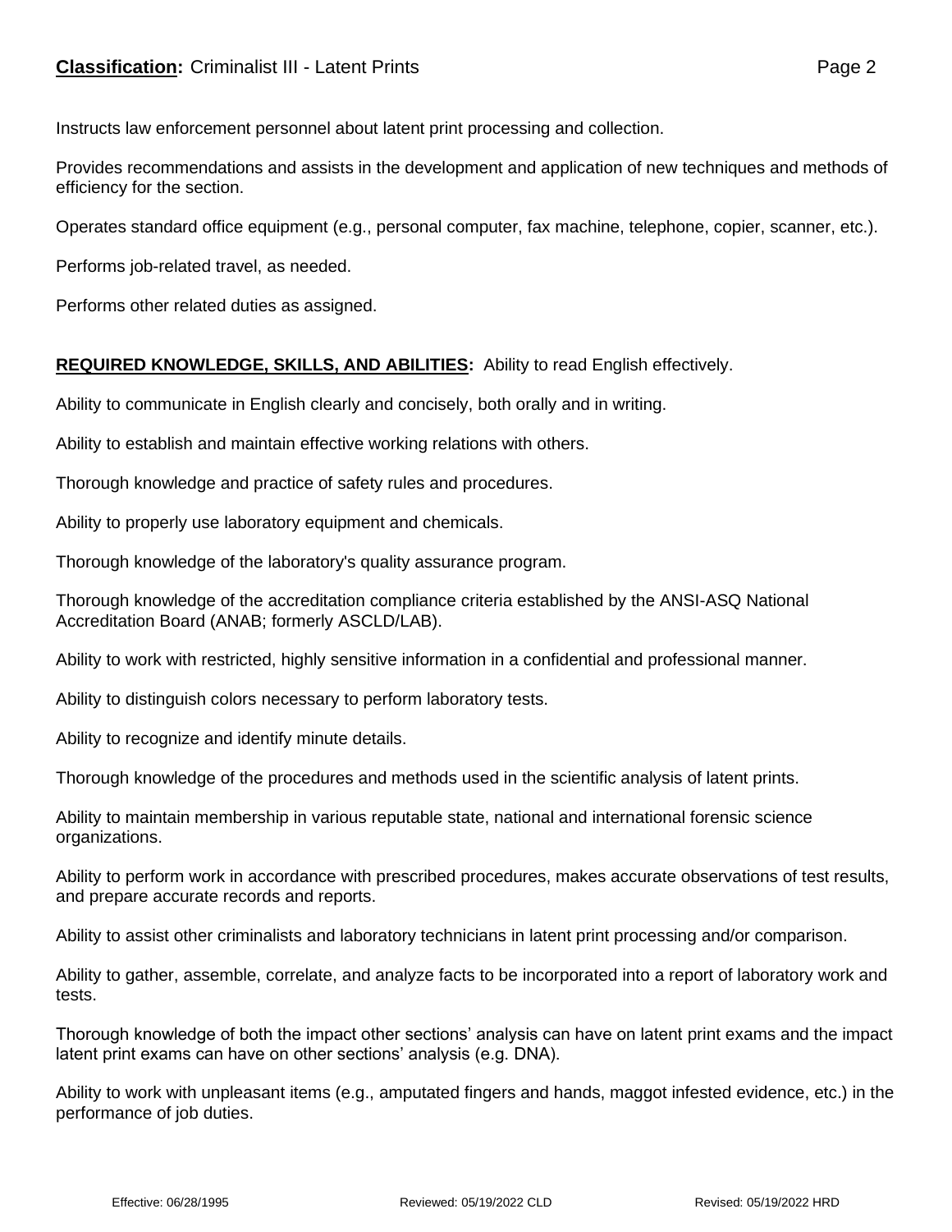Instructs law enforcement personnel about latent print processing and collection.

Provides recommendations and assists in the development and application of new techniques and methods of efficiency for the section.

Operates standard office equipment (e.g., personal computer, fax machine, telephone, copier, scanner, etc.).

Performs job-related travel, as needed.

Performs other related duties as assigned.

**REQUIRED KNOWLEDGE, SKILLS, AND ABILITIES:** Ability to read English effectively.

Ability to communicate in English clearly and concisely, both orally and in writing.

Ability to establish and maintain effective working relations with others.

Thorough knowledge and practice of safety rules and procedures.

Ability to properly use laboratory equipment and chemicals.

Thorough knowledge of the laboratory's quality assurance program.

Thorough knowledge of the accreditation compliance criteria established by the ANSI-ASQ National Accreditation Board (ANAB; formerly ASCLD/LAB).

Ability to work with restricted, highly sensitive information in a confidential and professional manner.

Ability to distinguish colors necessary to perform laboratory tests.

Ability to recognize and identify minute details.

Thorough knowledge of the procedures and methods used in the scientific analysis of latent prints.

Ability to maintain membership in various reputable state, national and international forensic science organizations.

Ability to perform work in accordance with prescribed procedures, makes accurate observations of test results, and prepare accurate records and reports.

Ability to assist other criminalists and laboratory technicians in latent print processing and/or comparison.

Ability to gather, assemble, correlate, and analyze facts to be incorporated into a report of laboratory work and tests.

Thorough knowledge of both the impact other sections' analysis can have on latent print exams and the impact latent print exams can have on other sections' analysis (e.g. DNA).

Ability to work with unpleasant items (e.g., amputated fingers and hands, maggot infested evidence, etc.) in the performance of job duties.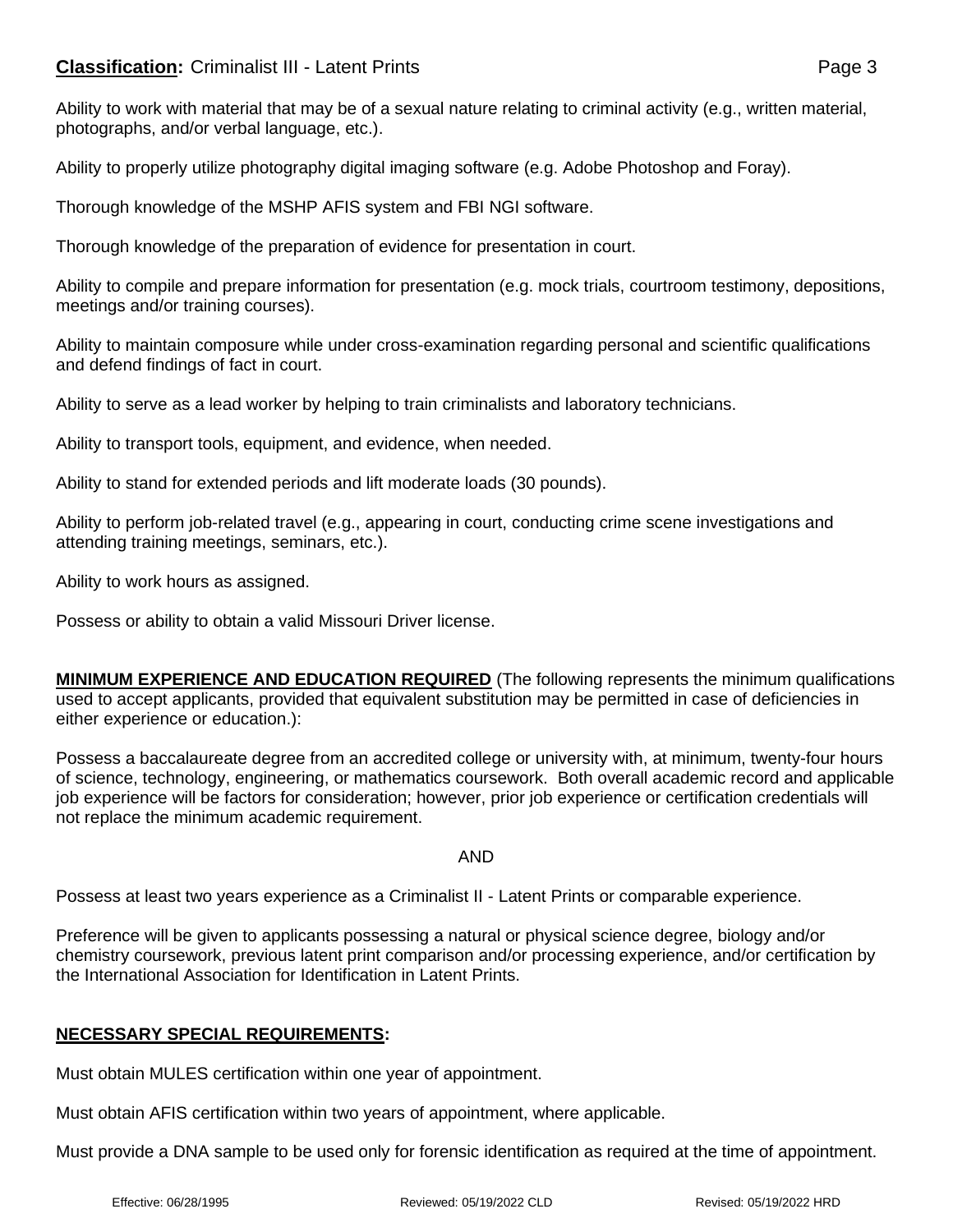Ability to work with material that may be of a sexual nature relating to criminal activity (e.g., written material, photographs, and/or verbal language, etc.).

Ability to properly utilize photography digital imaging software (e.g. Adobe Photoshop and Foray).

Thorough knowledge of the MSHP AFIS system and FBI NGI software.

Thorough knowledge of the preparation of evidence for presentation in court.

Ability to compile and prepare information for presentation (e.g. mock trials, courtroom testimony, depositions, meetings and/or training courses).

Ability to maintain composure while under cross-examination regarding personal and scientific qualifications and defend findings of fact in court.

Ability to serve as a lead worker by helping to train criminalists and laboratory technicians.

Ability to transport tools, equipment, and evidence, when needed.

Ability to stand for extended periods and lift moderate loads (30 pounds).

Ability to perform job-related travel (e.g., appearing in court, conducting crime scene investigations and attending training meetings, seminars, etc.).

Ability to work hours as assigned.

Possess or ability to obtain a valid Missouri Driver license.

**MINIMUM EXPERIENCE AND EDUCATION REQUIRED** (The following represents the minimum qualifications used to accept applicants, provided that equivalent substitution may be permitted in case of deficiencies in either experience or education.):

Possess a baccalaureate degree from an accredited college or university with, at minimum, twenty-four hours of science, technology, engineering, or mathematics coursework. Both overall academic record and applicable job experience will be factors for consideration; however, prior job experience or certification credentials will not replace the minimum academic requirement.

AND

Possess at least two years experience as a Criminalist II - Latent Prints or comparable experience.

Preference will be given to applicants possessing a natural or physical science degree, biology and/or chemistry coursework, previous latent print comparison and/or processing experience, and/or certification by the International Association for Identification in Latent Prints.

**NECESSARY SPECIAL REQUIREMENTS:**

Must obtain MULES certification within one year of appointment.

Must obtain AFIS certification within two years of appointment, where applicable.

Must provide a DNA sample to be used only for forensic identification as required at the time of appointment.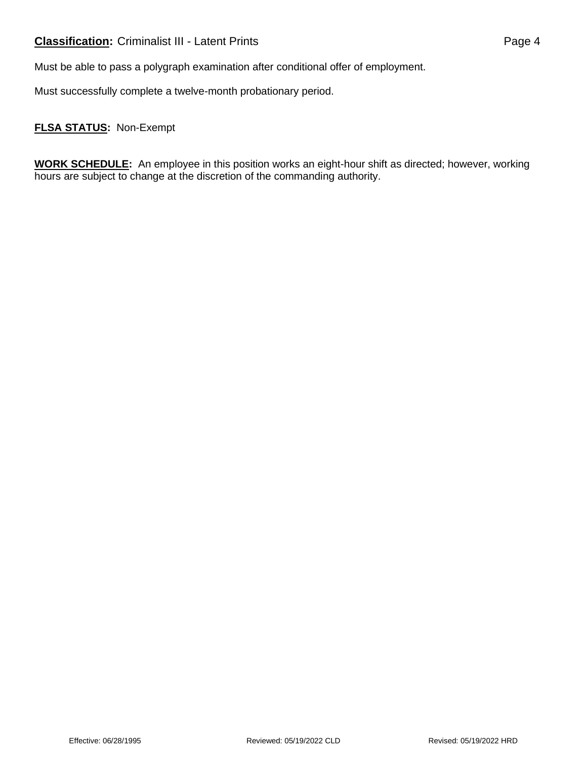Must be able to pass a polygraph examination after conditional offer of employment.

Must successfully complete a twelve-month probationary period.

**FLSA STATUS:** Non-Exempt

**WORK SCHEDULE:** An employee in this position works an eight-hour shift as directed; however, working hours are subject to change at the discretion of the commanding authority.